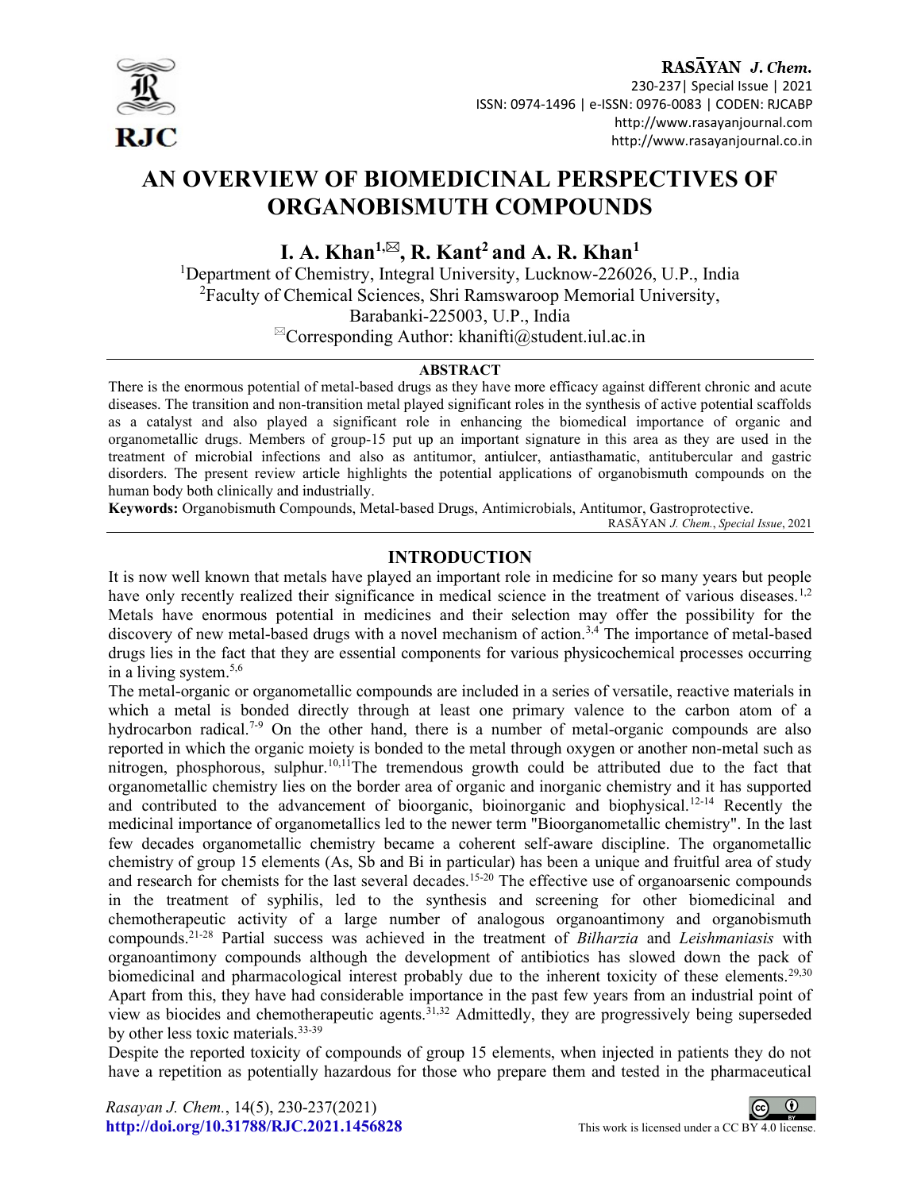# AN OVERVIEW OF BIOMEDICINAL PERSPECTIVES OF ORGANOBISMUTH COMPOUNDS

**I. A. Khan[1,✉], R. Kant[2] and A. R. Khan[1]**

[1]Department of Chemistry, Integral University, Lucknow-226026, U.P., India

[2]Faculty of Chemical Sciences, Shri Ramswaroop Memorial University, Barabanki-225003, U.P., India

✉Corresponding Author: khanifti@student.iul.ac.in

## ABSTRACT

There is the enormous potential of metal-based drugs as they have more efficacy against different chronic and acute diseases. The transition and non-transition metal played significant roles in the synthesis of active potential scaffolds as a catalyst and also played a significant role in enhancing the biomedical importance of organic and organometallic drugs. Members of group-15 put up an important signature in this area as they are used in the treatment of microbial infections and also as antitumor, antiulcer, antiasthamatic, antitubercular and gastric disorders. The present review article highlights the potential applications of organobismuth compounds on the human body both clinically and industrially.

**Keywords:** Organobismuth Compounds, Metal-based Drugs, Antimicrobials, Antitumor, Gastroprotective.

## INTRODUCTION

It is now well known that metals have played an important role in medicine for so many years but people have only recently realized their significance in medical science in the treatment of various diseases.[1,2] Metals have enormous potential in medicines and their selection may offer the possibility for the discovery of new metal-based drugs with a novel mechanism of action.[3,4] The importance of metal-based drugs lies in the fact that they are essential components for various physicochemical processes occurring in a living system.[5,6]

The metal-organic or organometallic compounds are included in a series of versatile, reactive materials in which a metal is bonded directly through at least one primary valence to the carbon atom of a hydrocarbon radical.[7-9] On the other hand, there is a number of metal-organic compounds are also reported in which the organic moiety is bonded to the metal through oxygen or another non-metal such as nitrogen, phosphorous, sulphur.[10,11] The tremendous growth could be attributed due to the fact that organometallic chemistry lies on the border area of organic and inorganic chemistry and it has supported and contributed to the advancement of bioorganic, bioinorganic and biophysical.[12-14] Recently the medicinal importance of organometallics led to the newer term "Bioorganometallic chemistry". In the last few decades organometallic chemistry became a coherent self-aware discipline. The organometallic chemistry of group 15 elements (As, Sb and Bi in particular) has been a unique and fruitful area of study and research for chemists for the last several decades.[15-20] The effective use of organoarsenic compounds in the treatment of syphilis, led to the synthesis and screening for other biomedicinal and chemotherapeutic activity of a large number of analogous organoantimony and organobismuth compounds.[21-28] Partial success was achieved in the treatment of *Bilharzia* and *Leishmaniasis* with organoantimony compounds although the development of antibiotics has slowed down the pack of biomedicinal and pharmacological interest probably due to the inherent toxicity of these elements.[29,30] Apart from this, they have had considerable importance in the past few years from an industrial point of view as biocides and chemotherapeutic agents.[31,32] Admittedly, they are progressively being superseded by other less toxic materials.[33-39]

Despite the reported toxicity of compounds of group 15 elements, when injected in patients they do not have a repetition as potentially hazardous for those who prepare them and tested in the pharmaceutical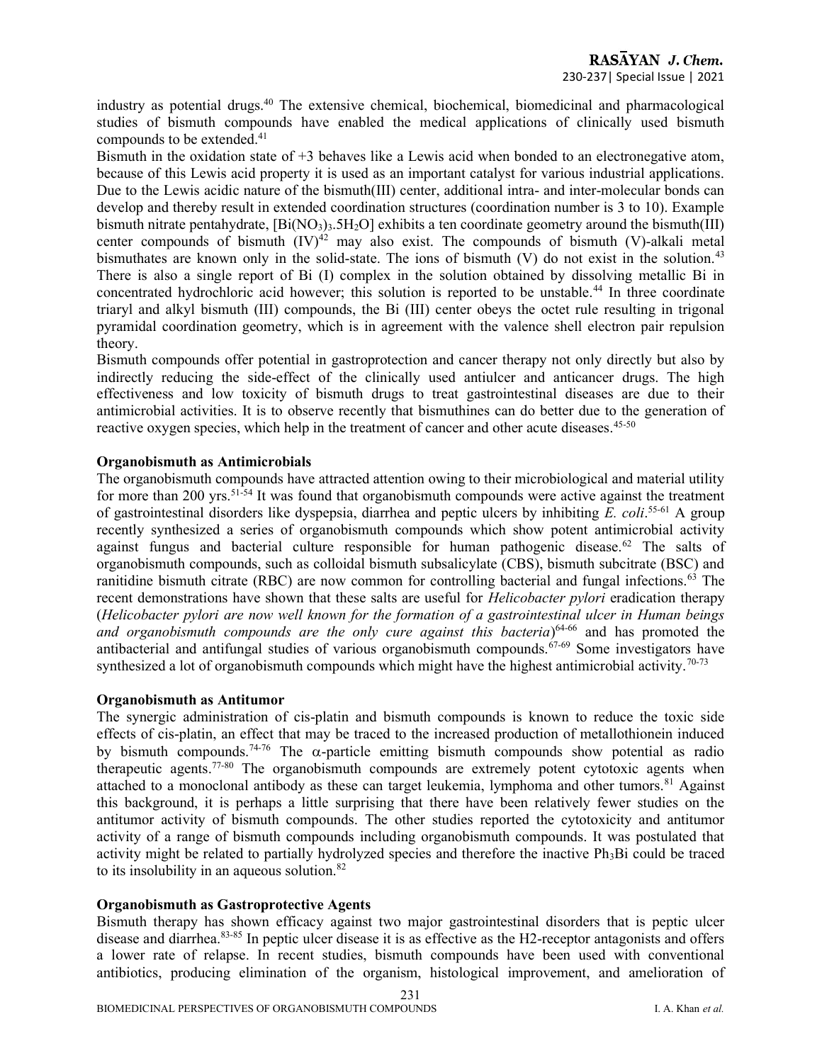industry as potential drugs.[40] The extensive chemical, biochemical, biomedicinal and pharmacological studies of bismuth compounds have enabled the medical applications of clinically used bismuth compounds to be extended.[41]

Bismuth in the oxidation state of +3 behaves like a Lewis acid when bonded to an electronegative atom, because of this Lewis acid property it is used as an important catalyst for various industrial applications. Due to the Lewis acidic nature of the bismuth(III) center, additional intra- and inter-molecular bonds can develop and thereby result in extended coordination structures (coordination number is 3 to 10). Example bismuth nitrate pentahydrate, $[Bi(NO_3)_3.5H_2O]$ exhibits a ten coordinate geometry around the bismuth(III) center compounds of bismuth (IV)[42] may also exist. The compounds of bismuth (V)-alkali metal bismuthates are known only in the solid-state. The ions of bismuth (V) do not exist in the solution.[43] There is also a single report of Bi (I) complex in the solution obtained by dissolving metallic Bi in concentrated hydrochloric acid however; this solution is reported to be unstable.[44] In three coordinate triaryl and alkyl bismuth (III) compounds, the Bi (III) center obeys the octet rule resulting in trigonal pyramidal coordination geometry, which is in agreement with the valence shell electron pair repulsion theory.

Bismuth compounds offer potential in gastroprotection and cancer therapy not only directly but also by indirectly reducing the side-effect of the clinically used antiulcer and anticancer drugs. The high effectiveness and low toxicity of bismuth drugs to treat gastrointestinal diseases are due to their antimicrobial activities. It is to observe recently that bismuthines can do better due to the generation of reactive oxygen species, which help in the treatment of cancer and other acute diseases.[45-50]

## Organobismuth as Antimicrobials

The organobismuth compounds have attracted attention owing to their microbiological and material utility for more than 200 yrs.[51-54] It was found that organobismuth compounds were active against the treatment of gastrointestinal disorders like dyspepsia, diarrhea and peptic ulcers by inhibiting *E. coli*.[55-61] A group recently synthesized a series of organobismuth compounds which show potent antimicrobial activity against fungus and bacterial culture responsible for human pathogenic disease.[62] The salts of organobismuth compounds, such as colloidal bismuth subsalicylate (CBS), bismuth subcitrate (BSC) and ranitidine bismuth citrate (RBC) are now common for controlling bacterial and fungal infections.[63] The recent demonstrations have shown that these salts are useful for *Helicobacter pylori* eradication therapy (*Helicobacter pylori are now well known for the formation of a gastrointestinal ulcer in Human beings and organobismuth compounds are the only cure against this bacteria*)[64-66] and has promoted the antibacterial and antifungal studies of various organobismuth compounds.[67-69] Some investigators have synthesized a lot of organobismuth compounds which might have the highest antimicrobial activity.[70-73]

## Organobismuth as Antitumor

The synergic administration of cis-platin and bismuth compounds is known to reduce the toxic side effects of cis-platin, an effect that may be traced to the increased production of metallothionein induced by bismuth compounds.[74-76] The $\alpha$-particle emitting bismuth compounds show potential as radio therapeutic agents.[77-80] The organobismuth compounds are extremely potent cytotoxic agents when attached to a monoclonal antibody as these can target leukemia, lymphoma and other tumors.[81] Against this background, it is perhaps a little surprising that there have been relatively fewer studies on the antitumor activity of bismuth compounds. The other studies reported the cytotoxicity and antitumor activity of a range of bismuth compounds including organobismuth compounds. It was postulated that activity might be related to partially hydrolyzed species and therefore the inactive $Ph_3Bi$ could be traced to its insolubility in an aqueous solution.[82]

## Organobismuth as Gastroprotective Agents

Bismuth therapy has shown efficacy against two major gastrointestinal disorders that is peptic ulcer disease and diarrhea.[83-85] In peptic ulcer disease it is as effective as the H2-receptor antagonists and offers a lower rate of relapse. In recent studies, bismuth compounds have been used with conventional antibiotics, producing elimination of the organism, histological improvement, and amelioration of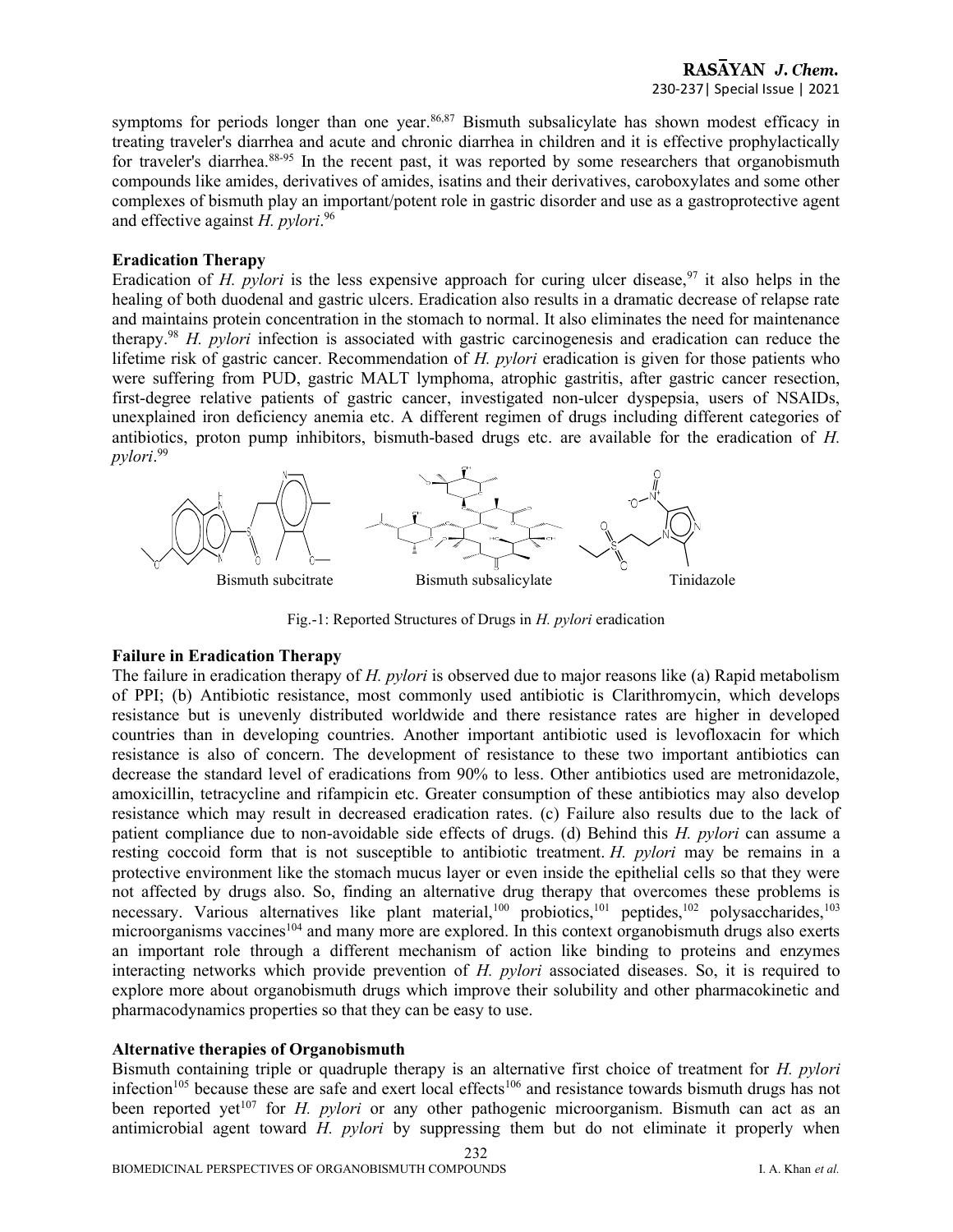symptoms for periods longer than one year.[86,87] Bismuth subsalicylate has shown modest efficacy in treating traveler's diarrhea and acute and chronic diarrhea in children and it is effective prophylactically for traveler's diarrhea.[88-95] In the recent past, it was reported by some researchers that organobismuth compounds like amides, derivatives of amides, isatins and their derivatives, caroboxylates and some other complexes of bismuth play an important/potent role in gastric disorder and use as a gastroprotective agent and effective against *H. pylori*.[96]

## Eradication Therapy

Eradication of *H. pylori* is the less expensive approach for curing ulcer disease,[97] it also helps in the healing of both duodenal and gastric ulcers. Eradication also results in a dramatic decrease of relapse rate and maintains protein concentration in the stomach to normal. It also eliminates the need for maintenance therapy.[98] *H. pylori* infection is associated with gastric carcinogenesis and eradication can reduce the lifetime risk of gastric cancer. Recommendation of *H. pylori* eradication is given for those patients who were suffering from PUD, gastric MALT lymphoma, atrophic gastritis, after gastric cancer resection, first-degree relative patients of gastric cancer, investigated non-ulcer dyspepsia, users of NSAIDs, unexplained iron deficiency anemia etc. A different regimen of drugs including different categories of antibiotics, proton pump inhibitors, bismuth-based drugs etc. are available for the eradication of *H. pylori*.[99]

Bismuth subcitrate Bismuth subsalicylate Tinidazole

Fig.-1: Reported Structures of Drugs in *H. pylori* eradication

## Failure in Eradication Therapy

The failure in eradication therapy of *H. pylori* is observed due to major reasons like (a) Rapid metabolism of PPI; (b) Antibiotic resistance, most commonly used antibiotic is Clarithromycin, which develops resistance but is unevenly distributed worldwide and there resistance rates are higher in developed countries than in developing countries. Another important antibiotic used is levofloxacin for which resistance is also of concern. The development of resistance to these two important antibiotics can decrease the standard level of eradications from 90% to less. Other antibiotics used are metronidazole, amoxicillin, tetracycline and rifampicin etc. Greater consumption of these antibiotics may also develop resistance which may result in decreased eradication rates. (c) Failure also results due to the lack of patient compliance due to non-avoidable side effects of drugs. (d) Behind this *H. pylori* can assume a resting coccoid form that is not susceptible to antibiotic treatment. *H. pylori* may be remains in a protective environment like the stomach mucus layer or even inside the epithelial cells so that they were not affected by drugs also. So, finding an alternative drug therapy that overcomes these problems is necessary. Various alternatives like plant material,[100] probiotics,[101] peptides,[102] polysaccharides,[103] microorganisms vaccines[104] and many more are explored. In this context organobismuth drugs also exerts an important role through a different mechanism of action like binding to proteins and enzymes interacting networks which provide prevention of *H. pylori* associated diseases. So, it is required to explore more about organobismuth drugs which improve their solubility and other pharmacokinetic and pharmacodynamics properties so that they can be easy to use.

## Alternative therapies of Organobismuth

Bismuth containing triple or quadruple therapy is an alternative first choice of treatment for *H. pylori* infection[105] because these are safe and exert local effects[106] and resistance towards bismuth drugs has not been reported yet[107] for *H. pylori* or any other pathogenic microorganism. Bismuth can act as an antimicrobial agent toward *H. pylori* by suppressing them but do not eliminate it properly when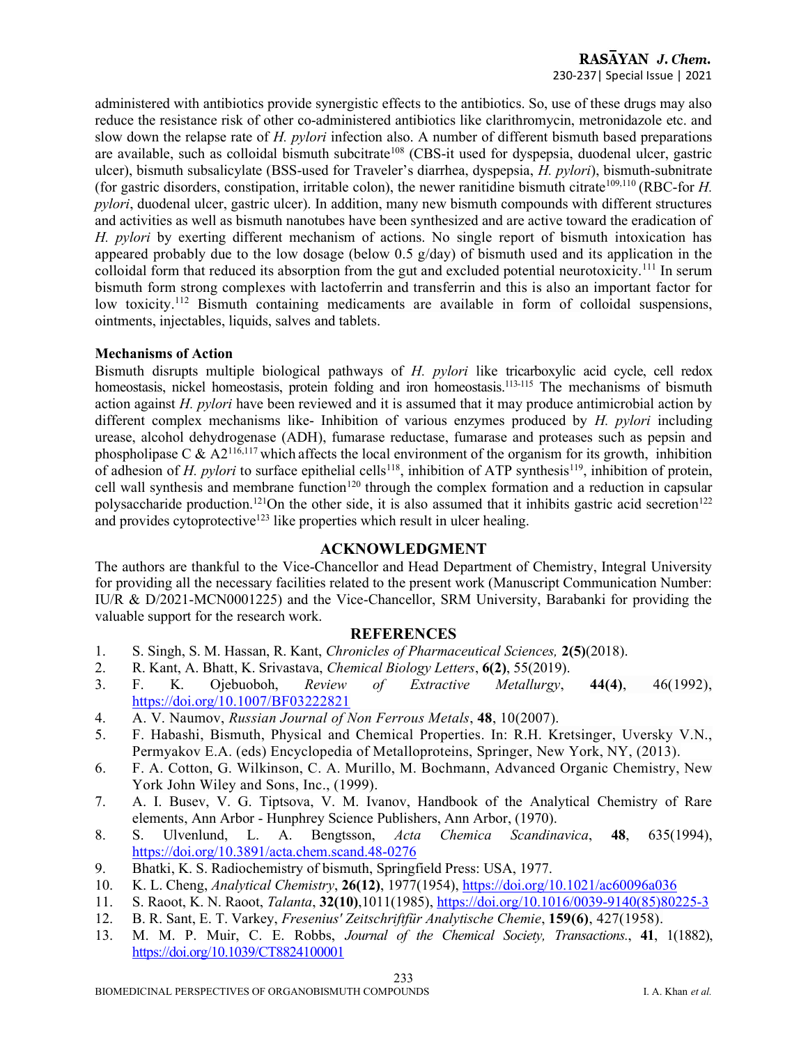administered with antibiotics provide synergistic effects to the antibiotics. So, use of these drugs may also reduce the resistance risk of other co-administered antibiotics like clarithromycin, metronidazole etc. and slow down the relapse rate of *H. pylori* infection also. A number of different bismuth based preparations are available, such as colloidal bismuth subcitrate[108] (CBS-it used for dyspepsia, duodenal ulcer, gastric ulcer), bismuth subsalicylate (BSS-used for Traveler's diarrhea, dyspepsia, *H. pylori*), bismuth-subnitrate (for gastric disorders, constipation, irritable colon), the newer ranitidine bismuth citrate[109,110] (RBC-for *H. pylori*, duodenal ulcer, gastric ulcer). In addition, many new bismuth compounds with different structures and activities as well as bismuth nanotubes have been synthesized and are active toward the eradication of *H. pylori* by exerting different mechanism of actions. No single report of bismuth intoxication has appeared probably due to the low dosage (below 0.5 g/day) of bismuth used and its application in the colloidal form that reduced its absorption from the gut and excluded potential neurotoxicity.[111] In serum bismuth form strong complexes with lactoferrin and transferrin and this is also an important factor for low toxicity.[112] Bismuth containing medicaments are available in form of colloidal suspensions, ointments, injectables, liquids, salves and tablets.

**Mechanisms of Action**

Bismuth disrupts multiple biological pathways of *H. pylori* like tricarboxylic acid cycle, cell redox homeostasis, nickel homeostasis, protein folding and iron homeostasis.[113-115] The mechanisms of bismuth action against *H. pylori* have been reviewed and it is assumed that it may produce antimicrobial action by different complex mechanisms like- Inhibition of various enzymes produced by *H. pylori* including urease, alcohol dehydrogenase (ADH), fumarase reductase, fumarase and proteases such as pepsin and phospholipase C & A2[116,117] which affects the local environment of the organism for its growth, inhibition of adhesion of *H. pylori* to surface epithelial cells[118], inhibition of ATP synthesis[119], inhibition of protein, cell wall synthesis and membrane function[120] through the complex formation and a reduction in capsular polysaccharide production.[121]On the other side, it is also assumed that it inhibits gastric acid secretion[122] and provides cytoprotective[123] like properties which result in ulcer healing.

## ACKNOWLEDGMENT

The authors are thankful to the Vice-Chancellor and Head Department of Chemistry, Integral University for providing all the necessary facilities related to the present work (Manuscript Communication Number: IU/R & D/2021-MCN0001225) and the Vice-Chancellor, SRM University, Barabanki for providing the valuable support for the research work.

## REFERENCES

1. S. Singh, S. M. Hassan, R. Kant, *Chronicles of Pharmaceutical Sciences,* **2(5)**(2018).
2. R. Kant, A. Bhatt, K. Srivastava, *Chemical Biology Letters*, **6(2)**, 55(2019).
3. F. K. Ojebuoboh, *Review of Extractive Metallurgy*, **44(4)**, 46(1992), https://doi.org/10.1007/BF03222821
4. A. V. Naumov, *Russian Journal of Non Ferrous Metals*, **48**, 10(2007).
5. F. Habashi, Bismuth, Physical and Chemical Properties. In: R.H. Kretsinger, Uversky V.N., Permyakov E.A. (eds) Encyclopedia of Metalloproteins, Springer, New York, NY, (2013).
6. F. A. Cotton, G. Wilkinson, C. A. Murillo, M. Bochmann, Advanced Organic Chemistry, New York John Wiley and Sons, Inc., (1999).
7. A. I. Busev, V. G. Tiptsova, V. M. Ivanov, Handbook of the Analytical Chemistry of Rare elements, Ann Arbor - Hunphrey Science Publishers, Ann Arbor, (1970).
8. S. Ulvenlund, L. A. Bengtsson, *Acta Chemica Scandinavica*, **48**, 635(1994), https://doi.org/10.3891/acta.chem.scand.48-0276
9. Bhatki, K. S. Radiochemistry of bismuth, Springfield Press: USA, 1977.
10. K. L. Cheng, *Analytical Chemistry*, **26(12)**, 1977(1954), https://doi.org/10.1021/ac60096a036
11. S. Raoot, K. N. Raoot, *Talanta*, **32(10)**,1011(1985), https://doi.org/10.1016/0039-9140(85)80225-3
12. B. R. Sant, E. T. Varkey, *Fresenius' Zeitschriftfür Analytische Chemie*, **159(6)**, 427(1958).
13. M. M. P. Muir, C. E. Robbs, *Journal of the Chemical Society, Transactions.*, **41**, 1(1882), https://doi.org/10.1039/CT8824100001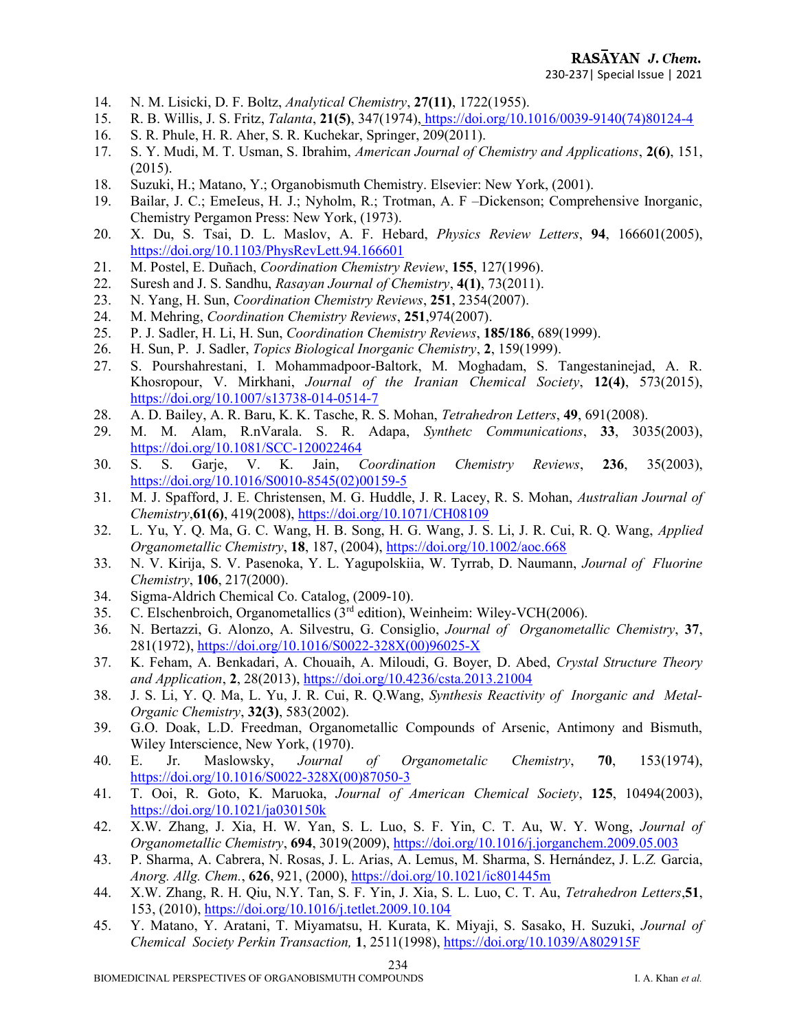14. N. M. Lisicki, D. F. Boltz, *Analytical Chemistry*, **27(11)**, 1722(1955).
15. R. B. Willis, J. S. Fritz, *Talanta*, **21(5)**, 347(1974), https://doi.org/10.1016/0039-9140(74)80124-4
16. S. R. Phule, H. R. Aher, S. R. Kuchekar, Springer, 209(2011).
17. S. Y. Mudi, M. T. Usman, S. Ibrahim, *American Journal of Chemistry and Applications*, **2(6)**, 151, (2015).
18. Suzuki, H.; Matano, Y.; Organobismuth Chemistry. Elsevier: New York, (2001).
19. Bailar, J. C.; EmeIeus, H. J.; Nyholm, R.; Trotman, A. F –Dickenson; Comprehensive Inorganic, Chemistry Pergamon Press: New York, (1973).
20. X. Du, S. Tsai, D. L. Maslov, A. F. Hebard, *Physics Review Letters*, **94**, 166601(2005), https://doi.org/10.1103/PhysRevLett.94.166601
21. M. Postel, E. Duñach, *Coordination Chemistry Review*, **155**, 127(1996).
22. Suresh and J. S. Sandhu, *Rasayan Journal of Chemistry*, **4(1)**, 73(2011).
23. N. Yang, H. Sun, *Coordination Chemistry Reviews*, **251**, 2354(2007).
24. M. Mehring, *Coordination Chemistry Reviews*, **251**,974(2007).
25. P. J. Sadler, H. Li, H. Sun, *Coordination Chemistry Reviews*, **185/186**, 689(1999).
26. H. Sun, P. J. Sadler, *Topics Biological Inorganic Chemistry*, **2**, 159(1999).
27. S. Pourshahrestani, I. Mohammadpoor-Baltork, M. Moghadam, S. Tangestaninejad, A. R. Khosropour, V. Mirkhani, *Journal of the Iranian Chemical Society*, **12(4)**, 573(2015), https://doi.org/10.1007/s13738-014-0514-7
28. A. D. Bailey, A. R. Baru, K. K. Tasche, R. S. Mohan, *Tetrahedron Letters*, **49**, 691(2008).
29. M. M. Alam, R.nVarala. S. R. Adapa, *Synthetc Communications*, **33**, 3035(2003), https://doi.org/10.1081/SCC-120022464
30. S. S. Garje, V. K. Jain, *Coordination Chemistry Reviews*, **236**, 35(2003), https://doi.org/10.1016/S0010-8545(02)00159-5
31. M. J. Spafford, J. E. Christensen, M. G. Huddle, J. R. Lacey, R. S. Mohan, *Australian Journal of Chemistry*,**61(6)**, 419(2008), https://doi.org/10.1071/CH08109
32. L. Yu, Y. Q. Ma, G. C. Wang, H. B. Song, H. G. Wang, J. S. Li, J. R. Cui, R. Q. Wang, *Applied Organometallic Chemistry*, **18**, 187, (2004), https://doi.org/10.1002/aoc.668
33. N. V. Kirija, S. V. Pasenoka, Y. L. Yagupolskiia, W. Tyrrab, D. Naumann, *Journal of Fluorine Chemistry*, **106**, 217(2000).
34. Sigma-Aldrich Chemical Co. Catalog, (2009-10).
35. C. Elschenbroich, Organometallics (3rd edition), Weinheim: Wiley-VCH(2006).
36. N. Bertazzi, G. Alonzo, A. Silvestru, G. Consiglio, *Journal of Organometallic Chemistry*, **37**, 281(1972), https://doi.org/10.1016/S0022-328X(00)96025-X
37. K. Feham, A. Benkadari, A. Chouaih, A. Miloudi, G. Boyer, D. Abed, *Crystal Structure Theory and Application*, **2**, 28(2013), https://doi.org/10.4236/csta.2013.21004
38. J. S. Li, Y. Q. Ma, L. Yu, J. R. Cui, R. Q.Wang, *Synthesis Reactivity of Inorganic and Metal-Organic Chemistry*, **32(3)**, 583(2002).
39. G.O. Doak, L.D. Freedman, Organometallic Compounds of Arsenic, Antimony and Bismuth, Wiley Interscience, New York, (1970).
40. E. Jr. Maslowsky, *Journal of Organometalic Chemistry*, **70**, 153(1974), https://doi.org/10.1016/S0022-328X(00)87050-3
41. T. Ooi, R. Goto, K. Maruoka, *Journal of American Chemical Society*, **125**, 10494(2003), https://doi.org/10.1021/ja030150k
42. X.W. Zhang, J. Xia, H. W. Yan, S. L. Luo, S. F. Yin, C. T. Au, W. Y. Wong, *Journal of Organometallic Chemistry*, **694**, 3019(2009), https://doi.org/10.1016/j.jorganchem.2009.05.003
43. P. Sharma, A. Cabrera, N. Rosas, J. L. Arias, A. Lemus, M. Sharma, S. Hernández, J. L.*Z.* Garcia, *Anorg. Allg. Chem.*, **626**, 921, (2000), https://doi.org/10.1021/ic801445m
44. X.W. Zhang, R. H. Qiu, N.Y. Tan, S. F. Yin, J. Xia, S. L. Luo, C. T. Au, *Tetrahedron Letters*,**51**, 153, (2010), https://doi.org/10.1016/j.tetlet.2009.10.104
45. Y. Matano, Y. Aratani, T. Miyamatsu, H. Kurata, K. Miyaji, S. Sasako, H. Suzuki, *Journal of Chemical Society Perkin Transaction,* **1**, 2511(1998), https://doi.org/10.1039/A802915F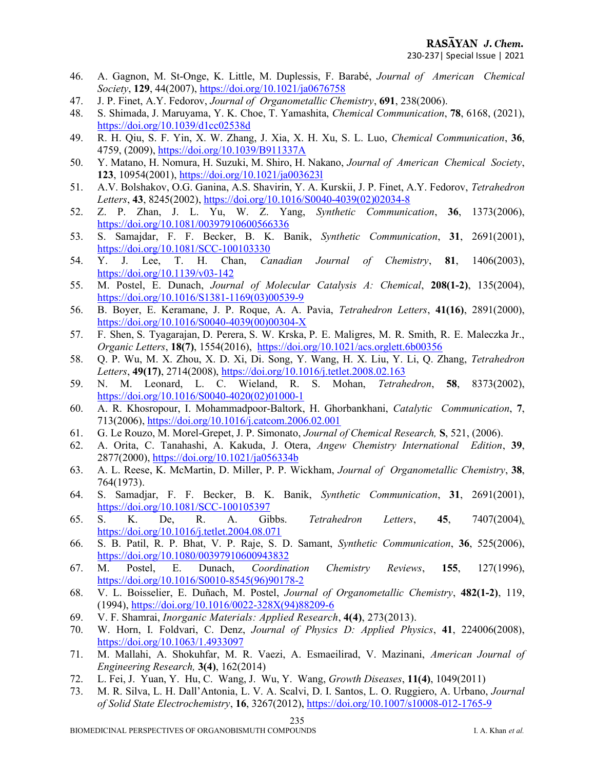46. A. Gagnon, M. St-Onge, K. Little, M. Duplessis, F. Barabé, *Journal of American Chemical Society*, **129**, 44(2007), https://doi.org/10.1021/ja0676758
47. J. P. Finet, A.Y. Fedorov, *Journal of Organometallic Chemistry*, **691**, 238(2006).
48. S. Shimada, J. Maruyama, Y. K. Choe, T. Yamashita, *Chemical Communication*, **78**, 6168, (2021), https://doi.org/10.1039/d1cc02538d
49. R. H. Qiu, S. F. Yin, X. W. Zhang, J. Xia, X. H. Xu, S. L. Luo, *Chemical Communication*, **36**, 4759, (2009), https://doi.org/10.1039/B911337A
50. Y. Matano, H. Nomura, H. Suzuki, M. Shiro, H. Nakano, *Journal of American Chemical Society*, **123**, 10954(2001), https://doi.org/10.1021/ja003623l
51. A.V. Bolshakov, O.G. Ganina, A.S. Shavirin, Y. A. Kurskii, J. P. Finet, A.Y. Fedorov, *Tetrahedron Letters*, **43**, 8245(2002), https://doi.org/10.1016/S0040-4039(02)02034-8
52. Z. P. Zhan, J. L. Yu, W. Z. Yang, *Synthetic Communication*, **36**, 1373(2006), https://doi.org/10.1081/00397910600566336
53. S. Samajdar, F. F. Becker, B. K. Banik, *Synthetic Communication*, **31**, 2691(2001), https://doi.org/10.1081/SCC-100103330
54. Y. J. Lee, T. H. Chan, *Canadian Journal of Chemistry*, **81**, 1406(2003), https://doi.org/10.1139/v03-142
55. M. Postel, E. Dunach, *Journal of Molecular Catalysis A: Chemical*, **208(1-2)**, 135(2004), https://doi.org/10.1016/S1381-1169(03)00539-9
56. B. Boyer, E. Keramane, J. P. Roque, A. A. Pavia, *Tetrahedron Letters*, **41(16)**, 2891(2000), https://doi.org/10.1016/S0040-4039(00)00304-X
57. F. Shen, S. Tyagarajan, D. Perera, S. W. Krska, P. E. Maligres, M. R. Smith, R. E. Maleczka Jr., *Organic Letters*, **18(7)**, 1554(2016), https://doi.org/10.1021/acs.orglett.6b00356
58. Q. P. Wu, M. X. Zhou, X. D. Xi, Di. Song, Y. Wang, H. X. Liu, Y. Li, Q. Zhang, *Tetrahedron Letters*, **49(17)**, 2714(2008), https://doi.org/10.1016/j.tetlet.2008.02.163
59. N. M. Leonard, L. C. Wieland, R. S. Mohan, *Tetrahedron*, **58**, 8373(2002), https://doi.org/10.1016/S0040-4020(02)01000-1
60. A. R. Khosropour, I. Mohammadpoor-Baltork, H. Ghorbankhani, *Catalytic Communication*, **7**, 713(2006), https://doi.org/10.1016/j.catcom.2006.02.001
61. G. Le Rouzo, M. Morel-Grepet, J. P. Simonato, *Journal of Chemical Research,* **S**, 521, (2006).
62. A. Orita, C. Tanahashi, A. Kakuda, J. Otera, *Angew Chemistry International Edition*, **39**, 2877(2000), https://doi.org/10.1021/ja056334b
63. A. L. Reese, K. McMartin, D. Miller, P. P. Wickham, *Journal of Organometallic Chemistry*, **38**, 764(1973).
64. S. Samadjar, F. F. Becker, B. K. Banik, *Synthetic Communication*, **31**, 2691(2001), https://doi.org/10.1081/SCC-100105397
65. S. K. De, R. A. Gibbs. *Tetrahedron Letters*, **45**, 7407(2004), https://doi.org/10.1016/j.tetlet.2004.08.071
66. S. B. Patil, R. P. Bhat, V. P. Raje, S. D. Samant, *Synthetic Communication*, **36**, 525(2006), https://doi.org/10.1080/00397910600943832
67. M. Postel, E. Dunach, *Coordination Chemistry Reviews*, **155**, 127(1996), https://doi.org/10.1016/S0010-8545(96)90178-2
68. V. L. Boisselier, E. Duñach, M. Postel, *Journal of Organometallic Chemistry*, **482(1-2)**, 119, (1994), https://doi.org/10.1016/0022-328X(94)88209-6
69. V. F. Shamrai, *Inorganic Materials: Applied Research*, **4(4)**, 273(2013).
70. W. Horn, I. Foldvari, C. Denz, *Journal of Physics D: Applied Physics*, **41**, 224006(2008), https://doi.org/10.1063/1.4933097
71. M. Mallahi, A. Shokuhfar, M. R. Vaezi, A. Esmaeilirad, V. Mazinani, *American Journal of Engineering Research,* **3(4)**, 162(2014)
72. L. Fei, J. Yuan, Y. Hu, C. Wang, J. Wu, Y. Wang, *Growth Diseases*, **11(4)**, 1049(2011)
73. M. R. Silva, L. H. Dall'Antonia, L. V. A. Scalvi, D. I. Santos, L. O. Ruggiero, A. Urbano, *Journal of Solid State Electrochemistry*, **16**, 3267(2012), https://doi.org/10.1007/s10008-012-1765-9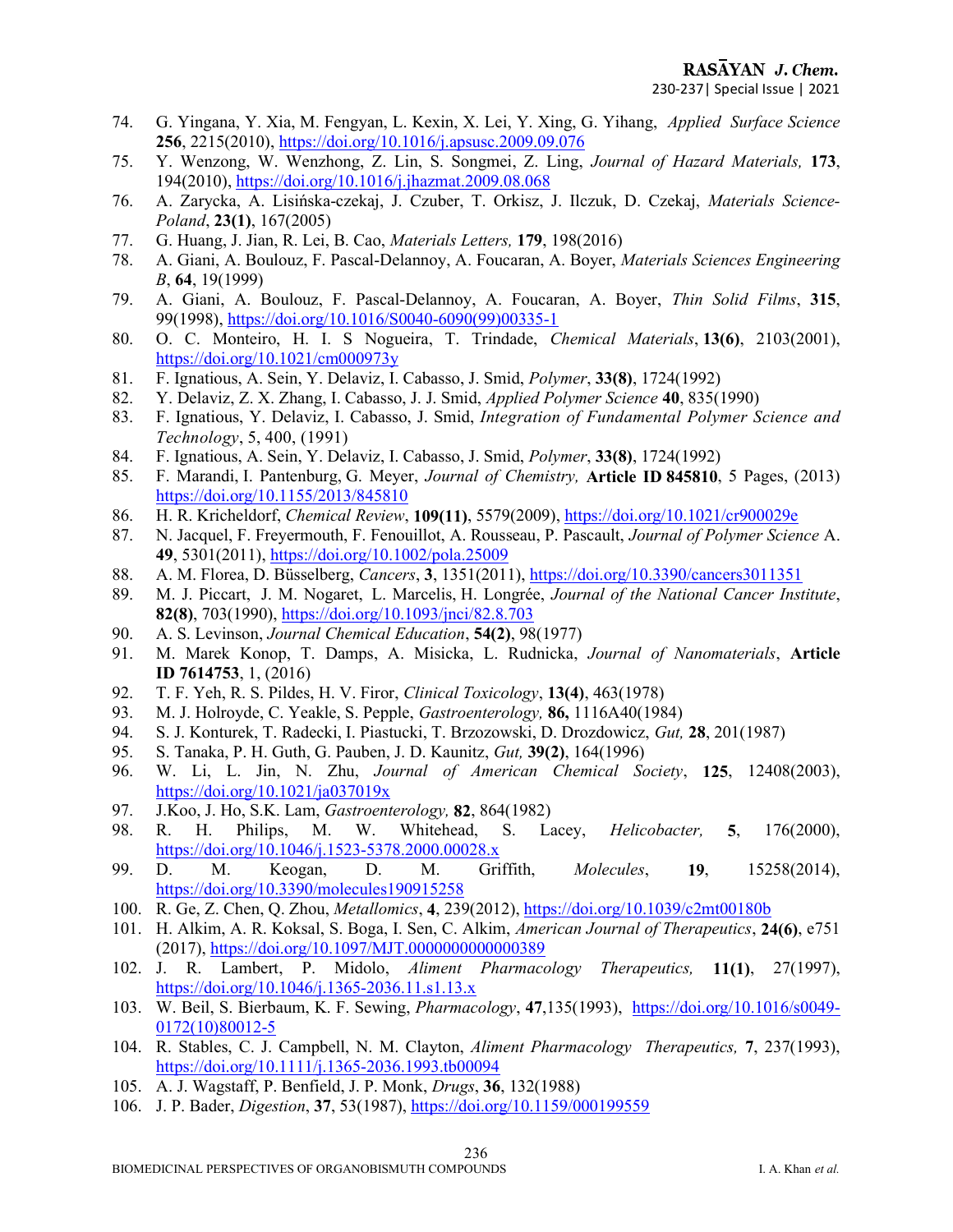74. G. Yingana, Y. Xia, M. Fengyan, L. Kexin, X. Lei, Y. Xing, G. Yihang, *Applied Surface Science* **256**, 2215(2010), https://doi.org/10.1016/j.apsusc.2009.09.076
75. Y. Wenzong, W. Wenzhong, Z. Lin, S. Songmei, Z. Ling, *Journal of Hazard Materials,* **173**, 194(2010), https://doi.org/10.1016/j.jhazmat.2009.08.068
76. A. Zarycka, A. Lisińska-czekaj, J. Czuber, T. Orkisz, J. Ilczuk, D. Czekaj, *Materials Science-Poland*, **23(1)**, 167(2005)
77. G. Huang, J. Jian, R. Lei, B. Cao, *Materials Letters,* **179**, 198(2016)
78. A. Giani, A. Boulouz, F. Pascal-Delannoy, A. Foucaran, A. Boyer, *Materials Sciences Engineering B*, **64**, 19(1999)
79. A. Giani, A. Boulouz, F. Pascal-Delannoy, A. Foucaran, A. Boyer, *Thin Solid Films*, **315**, 99(1998), https://doi.org/10.1016/S0040-6090(99)00335-1
80. O. C. Monteiro, H. I. S Nogueira, T. Trindade, *Chemical Materials*, **13(6)**, 2103(2001), https://doi.org/10.1021/cm000973y
81. F. Ignatious, A. Sein, Y. Delaviz, I. Cabasso, J. Smid, *Polymer*, **33(8)**, 1724(1992)
82. Y. Delaviz, Z. X. Zhang, I. Cabasso, J. J. Smid, *Applied Polymer Science* **40**, 835(1990)
83. F. Ignatious, Y. Delaviz, I. Cabasso, J. Smid, *Integration of Fundamental Polymer Science and Technology*, 5, 400, (1991)
84. F. Ignatious, A. Sein, Y. Delaviz, I. Cabasso, J. Smid, *Polymer*, **33(8)**, 1724(1992)
85. F. Marandi, I. Pantenburg, G. Meyer, *Journal of Chemistry,* **Article ID 845810**, 5 Pages, (2013) https://doi.org/10.1155/2013/845810
86. H. R. Kricheldorf, *Chemical Review*, **109(11)**, 5579(2009), https://doi.org/10.1021/cr900029e
87. N. Jacquel, F. Freyermouth, F. Fenouillot, A. Rousseau, P. Pascault, *Journal of Polymer Science* A. **49**, 5301(2011), https://doi.org/10.1002/pola.25009
88. A. M. Florea, D. Büsselberg, *Cancers*, **3**, 1351(2011), https://doi.org/10.3390/cancers3011351
89. M. J. Piccart, J. M. Nogaret, L. Marcelis, H. Longrée, *Journal of the National Cancer Institute*, **82(8)**, 703(1990), https://doi.org/10.1093/jnci/82.8.703
90. A. S. Levinson, *Journal Chemical Education*, **54(2)**, 98(1977)
91. M. Marek Konop, T. Damps, A. Misicka, L. Rudnicka, *Journal of Nanomaterials*, **Article ID 7614753**, 1, (2016)
92. T. F. Yeh, R. S. Pildes, H. V. Firor, *Clinical Toxicology*, **13(4)**, 463(1978)
93. M. J. Holroyde, C. Yeakle, S. Pepple, *Gastroenterology,* **86,** 1116A40(1984)
94. S. J. Konturek, T. Radecki, I. Piastucki, T. Brzozowski, D. Drozdowicz, *Gut,* **28**, 201(1987)
95. S. Tanaka, P. H. Guth, G. Pauben, J. D. Kaunitz, *Gut,* **39(2)**, 164(1996)
96. W. Li, L. Jin, N. Zhu, *Journal of American Chemical Society*, **125**, 12408(2003), https://doi.org/10.1021/ja037019x
97. J.Koo, J. Ho, S.K. Lam, *Gastroenterology,* **82**, 864(1982)
98. R. H. Philips, M. W. Whitehead, S. Lacey, *Helicobacter,* **5**, 176(2000), https://doi.org/10.1046/j.1523-5378.2000.00028.x
99. D. M. Keogan, D. M. Griffith, *Molecules*, **19**, 15258(2014), https://doi.org/10.3390/molecules190915258
100. R. Ge, Z. Chen, Q. Zhou, *Metallomics*, **4**, 239(2012), https://doi.org/10.1039/c2mt00180b
101. H. Alkim, A. R. Koksal, S. Boga, I. Sen, C. Alkim, *American Journal of Therapeutics*, **24(6)**, e751 (2017), https://doi.org/10.1097/MJT.0000000000000389
102. J. R. Lambert, P. Midolo, *Aliment Pharmacology Therapeutics,* **11(1)**, 27(1997), https://doi.org/10.1046/j.1365-2036.11.s1.13.x
103. W. Beil, S. Bierbaum, K. F. Sewing, *Pharmacology*, **47**,135(1993), https://doi.org/10.1016/s0049-0172(10)80012-5
104. R. Stables, C. J. Campbell, N. M. Clayton, *Aliment Pharmacology Therapeutics,* **7**, 237(1993), https://doi.org/10.1111/j.1365-2036.1993.tb00094
105. A. J. Wagstaff, P. Benfield, J. P. Monk, *Drugs*, **36**, 132(1988)
106. J. P. Bader, *Digestion*, **37**, 53(1987), https://doi.org/10.1159/000199559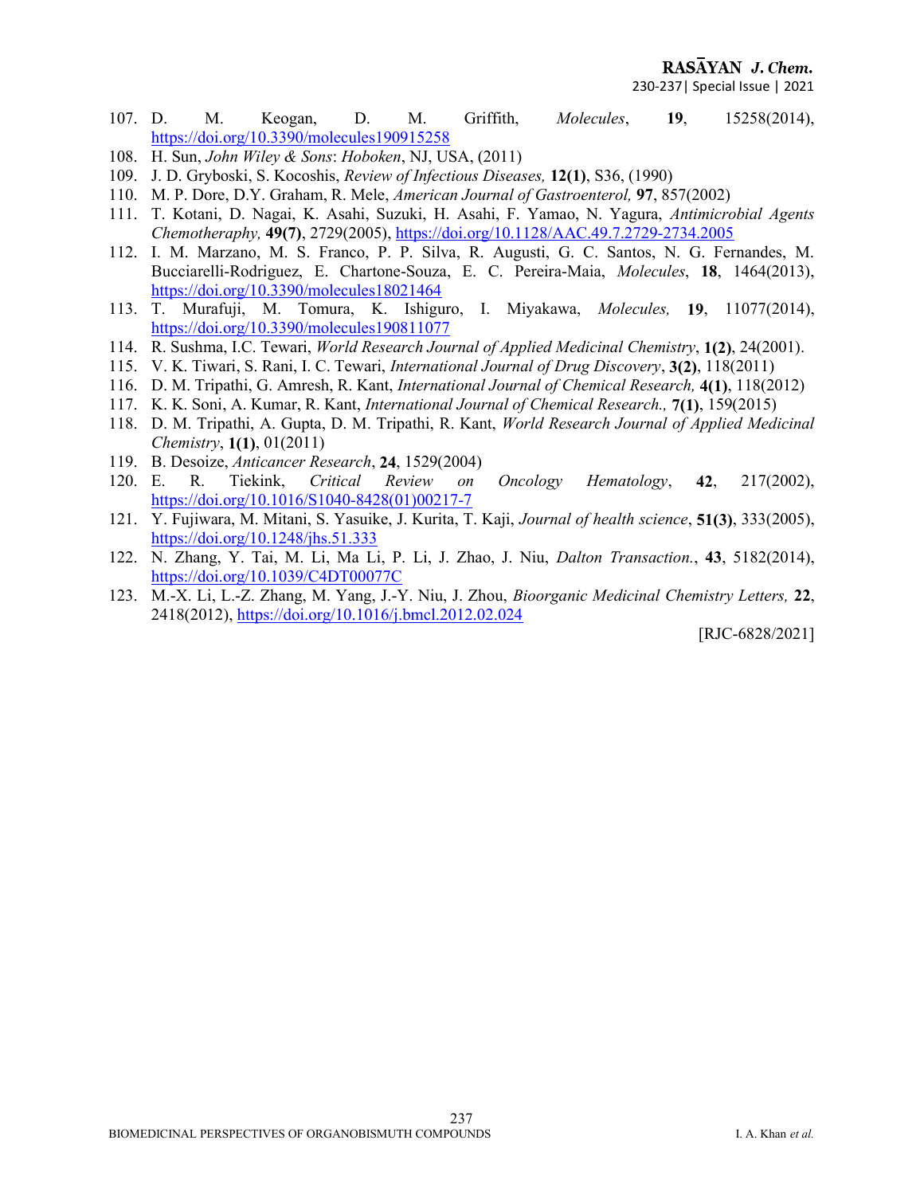107. D. M. Keogan, D. M. Griffith, *Molecules*, **19**, 15258(2014), https://doi.org/10.3390/molecules190915258
108. H. Sun, *John Wiley & Sons*: *Hoboken*, NJ, USA, (2011)
109. J. D. Gryboski, S. Kocoshis, *Review of Infectious Diseases,* **12(1)**, S36, (1990)
110. M. P. Dore, D.Y. Graham, R. Mele, *American Journal of Gastroenterol,* **97**, 857(2002)
111. T. Kotani, D. Nagai, K. Asahi, Suzuki, H. Asahi, F. Yamao, N. Yagura, *Antimicrobial Agents Chemotheraphy,* **49(7)**, 2729(2005), https://doi.org/10.1128/AAC.49.7.2729-2734.2005
112. I. M. Marzano, M. S. Franco, P. P. Silva, R. Augusti, G. C. Santos, N. G. Fernandes, M. Bucciarelli-Rodriguez, E. Chartone-Souza, E. C. Pereira-Maia, *Molecules*, **18**, 1464(2013), https://doi.org/10.3390/molecules18021464
113. T. Murafuji, M. Tomura, K. Ishiguro, I. Miyakawa, *Molecules,* **19**, 11077(2014), https://doi.org/10.3390/molecules190811077
114. R. Sushma, I.C. Tewari, *World Research Journal of Applied Medicinal Chemistry*, **1(2)**, 24(2001).
115. V. K. Tiwari, S. Rani, I. C. Tewari, *International Journal of Drug Discovery*, **3(2)**, 118(2011)
116. D. M. Tripathi, G. Amresh, R. Kant, *International Journal of Chemical Research,* **4(1)**, 118(2012)
117. K. K. Soni, A. Kumar, R. Kant, *International Journal of Chemical Research.,* **7(1)**, 159(2015)
118. D. M. Tripathi, A. Gupta, D. M. Tripathi, R. Kant, *World Research Journal of Applied Medicinal Chemistry*, **1(1)**, 01(2011)
119. B. Desoize, *Anticancer Research*, **24**, 1529(2004)
120. E. R. Tiekink, *Critical Review on Oncology Hematology*, **42**, 217(2002), https://doi.org/10.1016/S1040-8428(01)00217-7
121. Y. Fujiwara, M. Mitani, S. Yasuike, J. Kurita, T. Kaji, *Journal of health science*, **51(3)**, 333(2005), https://doi.org/10.1248/jhs.51.333
122. N. Zhang, Y. Tai, M. Li, Ma Li, P. Li, J. Zhao, J. Niu, *Dalton Transaction.*, **43**, 5182(2014), https://doi.org/10.1039/C4DT00077C
123. M.-X. Li, L.-Z. Zhang, M. Yang, J.-Y. Niu, J. Zhou, *Bioorganic Medicinal Chemistry Letters,* **22**, 2418(2012), https://doi.org/10.1016/j.bmcl.2012.02.024

[RJC-6828/2021]